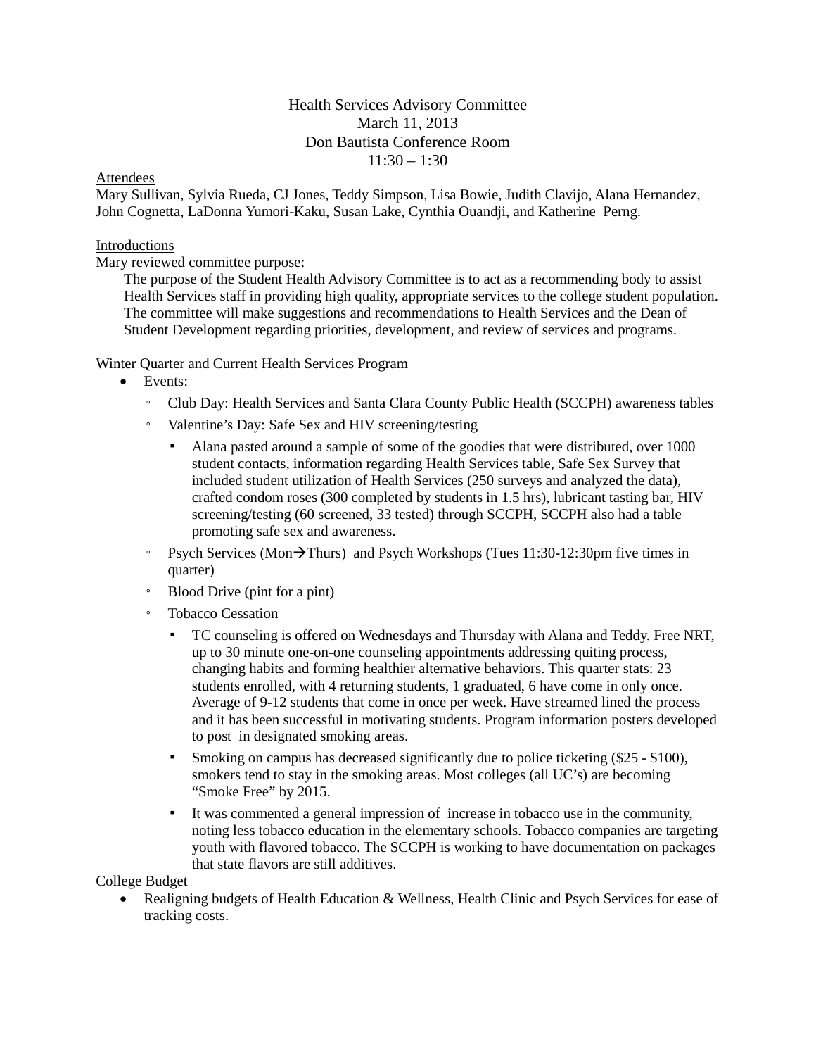# Health Services Advisory Committee
March 11, 2013
Don Bautista Conference Room
11:30 – 1:30

## Attendees

Mary Sullivan, Sylvia Rueda, CJ Jones, Teddy Simpson, Lisa Bowie, Judith Clavijo, Alana Hernandez, John Cognetta, LaDonna Yumori-Kaku, Susan Lake, Cynthia Ouandji, and Katherine Perng.

## Introductions

Mary reviewed committee purpose:

> The purpose of the Student Health Advisory Committee is to act as a recommending body to assist Health Services staff in providing high quality, appropriate services to the college student population. The committee will make suggestions and recommendations to Health Services and the Dean of Student Development regarding priorities, development, and review of services and programs.

## Winter Quarter and Current Health Services Program

- Events:
  - Club Day: Health Services and Santa Clara County Public Health (SCCPH) awareness tables
  - Valentine's Day: Safe Sex and HIV screening/testing
    - Alana pasted around a sample of some of the goodies that were distributed, over 1000 student contacts, information regarding Health Services table, Safe Sex Survey that included student utilization of Health Services (250 surveys and analyzed the data), crafted condom roses (300 completed by students in 1.5 hrs), lubricant tasting bar, HIV screening/testing (60 screened, 33 tested) through SCCPH, SCCPH also had a table promoting safe sex and awareness.
  - Psych Services (Mon→Thurs) and Psych Workshops (Tues 11:30-12:30pm five times in quarter)
  - Blood Drive (pint for a pint)
  - Tobacco Cessation
    - TC counseling is offered on Wednesdays and Thursday with Alana and Teddy. Free NRT, up to 30 minute one-on-one counseling appointments addressing quiting process, changing habits and forming healthier alternative behaviors. This quarter stats: 23 students enrolled, with 4 returning students, 1 graduated, 6 have come in only once. Average of 9-12 students that come in once per week. Have streamed lined the process and it has been successful in motivating students. Program information posters developed to post in designated smoking areas.
    - Smoking on campus has decreased significantly due to police ticketing ($25 - $100), smokers tend to stay in the smoking areas. Most colleges (all UC's) are becoming "Smoke Free" by 2015.
    - It was commented a general impression of increase in tobacco use in the community, noting less tobacco education in the elementary schools. Tobacco companies are targeting youth with flavored tobacco. The SCCPH is working to have documentation on packages that state flavors are still additives.

## College Budget

- Realigning budgets of Health Education & Wellness, Health Clinic and Psych Services for ease of tracking costs.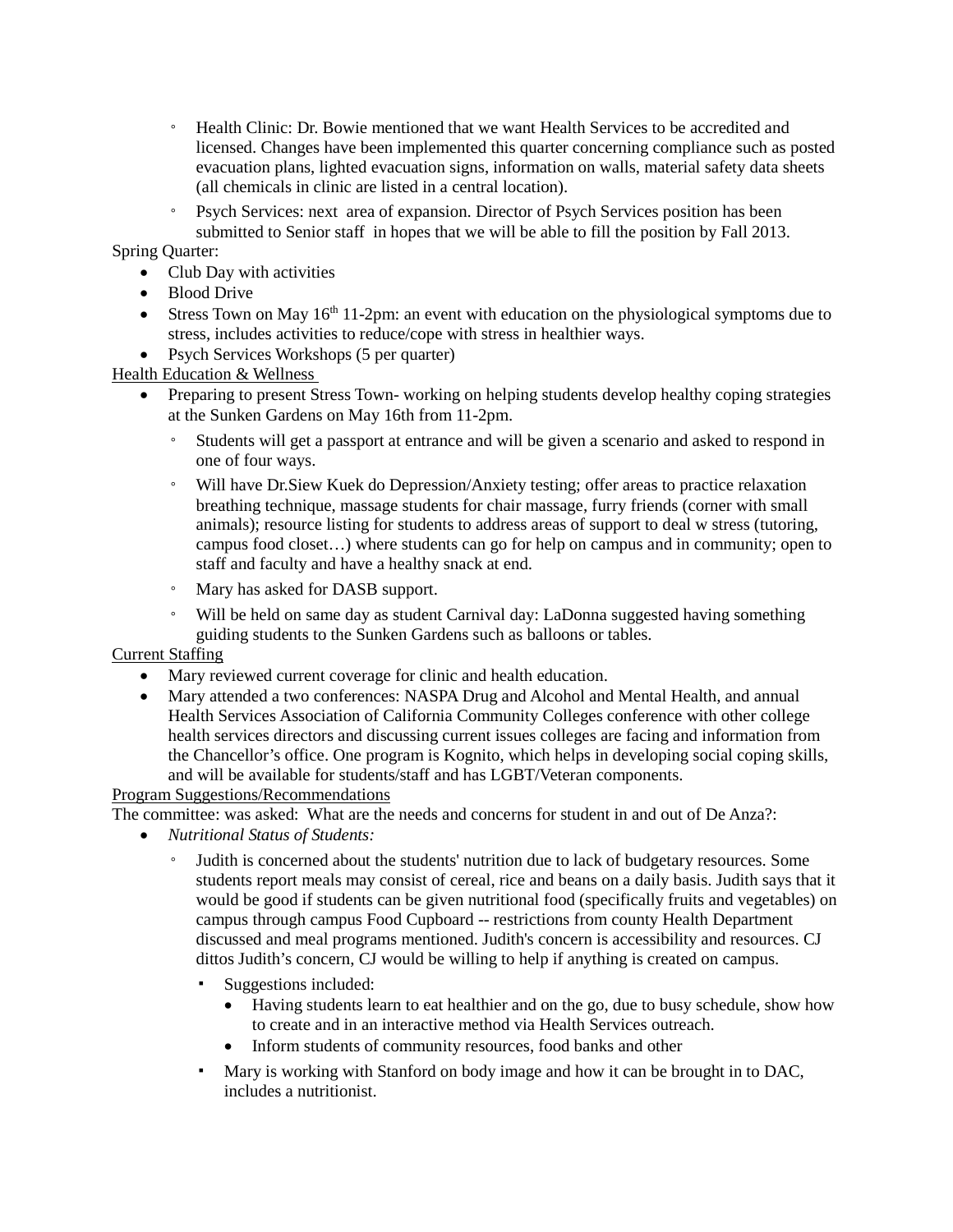- Health Clinic: Dr. Bowie mentioned that we want Health Services to be accredited and licensed. Changes have been implemented this quarter concerning compliance such as posted evacuation plans, lighted evacuation signs, information on walls, material safety data sheets (all chemicals in clinic are listed in a central location).
  - Psych Services: next area of expansion. Director of Psych Services position has been submitted to Senior staff in hopes that we will be able to fill the position by Fall 2013.

Spring Quarter:

- Club Day with activities
- Blood Drive
- Stress Town on May 16th 11-2pm: an event with education on the physiological symptoms due to stress, includes activities to reduce/cope with stress in healthier ways.
- Psych Services Workshops (5 per quarter)

<u>Health Education & Wellness</u>

- Preparing to present Stress Town- working on helping students develop healthy coping strategies at the Sunken Gardens on May 16th from 11-2pm.
  - Students will get a passport at entrance and will be given a scenario and asked to respond in one of four ways.
  - Will have Dr.Siew Kuek do Depression/Anxiety testing; offer areas to practice relaxation breathing technique, massage students for chair massage, furry friends (corner with small animals); resource listing for students to address areas of support to deal w stress (tutoring, campus food closet…) where students can go for help on campus and in community; open to staff and faculty and have a healthy snack at end.
  - Mary has asked for DASB support.
  - Will be held on same day as student Carnival day: LaDonna suggested having something guiding students to the Sunken Gardens such as balloons or tables.

<u>Current Staffing</u>

- Mary reviewed current coverage for clinic and health education.
- Mary attended a two conferences: NASPA Drug and Alcohol and Mental Health, and annual Health Services Association of California Community Colleges conference with other college health services directors and discussing current issues colleges are facing and information from the Chancellor's office. One program is Kognito, which helps in developing social coping skills, and will be available for students/staff and has LGBT/Veteran components.

<u>Program Suggestions/Recommendations</u>

The committee: was asked: What are the needs and concerns for student in and out of De Anza?:

- *Nutritional Status of Students:*
  - Judith is concerned about the students' nutrition due to lack of budgetary resources. Some students report meals may consist of cereal, rice and beans on a daily basis. Judith says that it would be good if students can be given nutritional food (specifically fruits and vegetables) on campus through campus Food Cupboard -- restrictions from county Health Department discussed and meal programs mentioned. Judith's concern is accessibility and resources. CJ dittos Judith's concern, CJ would be willing to help if anything is created on campus.
    - Suggestions included:
      - Having students learn to eat healthier and on the go, due to busy schedule, show how to create and in an interactive method via Health Services outreach.
      - Inform students of community resources, food banks and other
    - Mary is working with Stanford on body image and how it can be brought in to DAC, includes a nutritionist.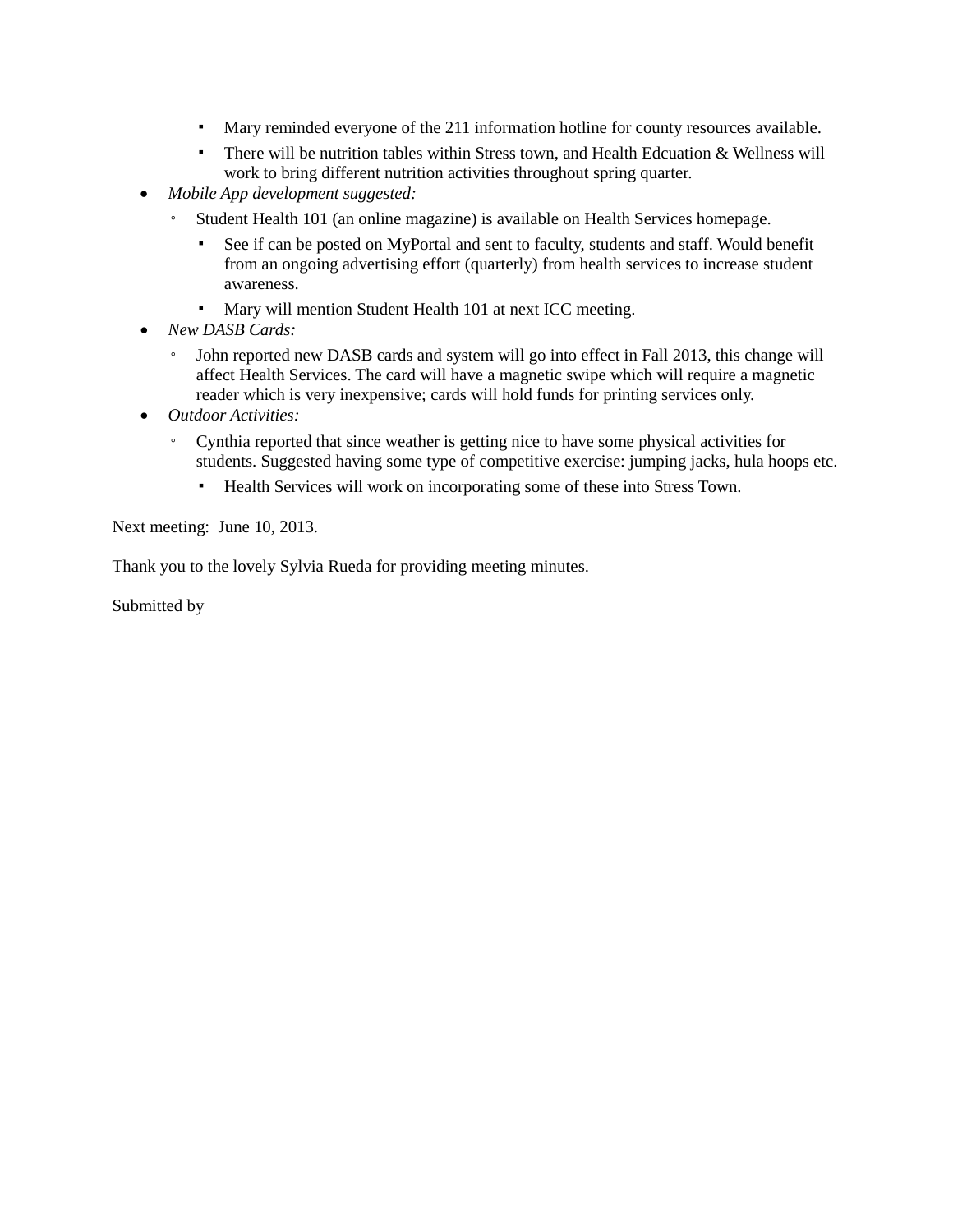- Mary reminded everyone of the 211 information hotline for county resources available.
        - There will be nutrition tables within Stress town, and Health Edcuation & Wellness will work to bring different nutrition activities throughout spring quarter.
- *Mobile App development suggested:*
    - Student Health 101 (an online magazine) is available on Health Services homepage.
        - See if can be posted on MyPortal and sent to faculty, students and staff. Would benefit from an ongoing advertising effort (quarterly) from health services to increase student awareness.
        - Mary will mention Student Health 101 at next ICC meeting.
- *New DASB Cards:*
    - John reported new DASB cards and system will go into effect in Fall 2013, this change will affect Health Services. The card will have a magnetic swipe which will require a magnetic reader which is very inexpensive; cards will hold funds for printing services only.
- *Outdoor Activities:*
    - Cynthia reported that since weather is getting nice to have some physical activities for students. Suggested having some type of competitive exercise: jumping jacks, hula hoops etc.
        - Health Services will work on incorporating some of these into Stress Town.

Next meeting: June 10, 2013.

Thank you to the lovely Sylvia Rueda for providing meeting minutes.

Submitted by